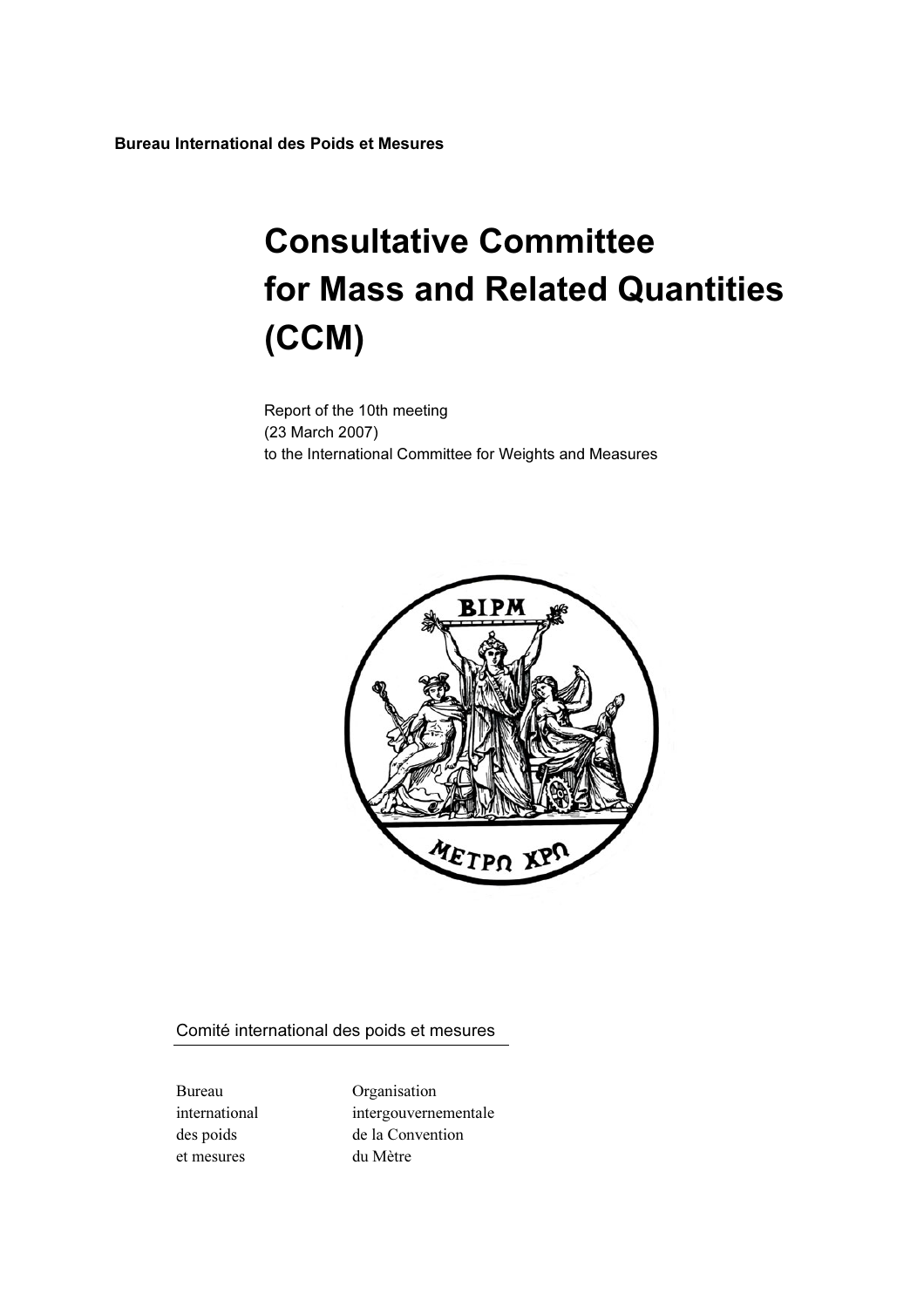**Bureau International des Poids et Mesures**

# Consultative Committee for Mass and Related Quantities (CCM)

Report of the 10th meeting
(23 March 2007)
to the International Committee for Weights and Measures

Comité international des poids et mesures

| | |
|---|---|
| Bureau international des poids et mesures | Organisation intergouvernementale de la Convention du Mètre |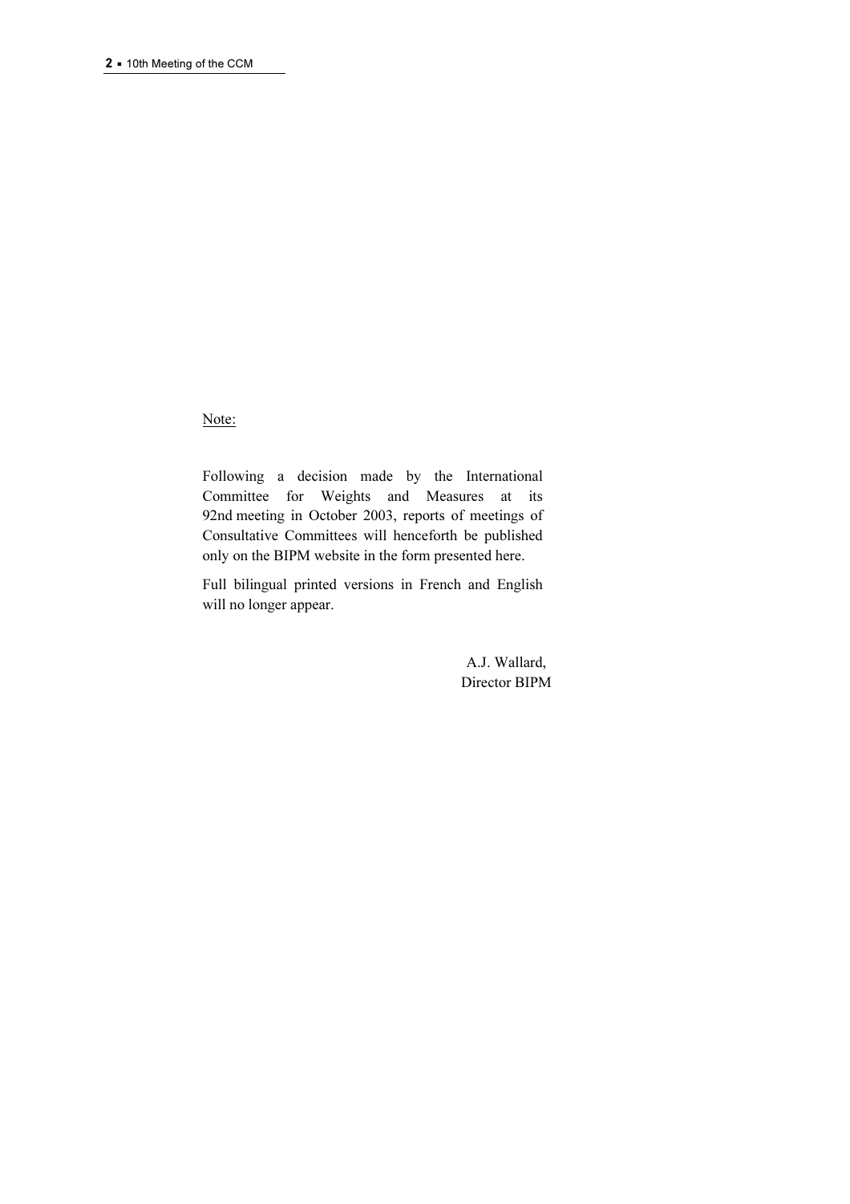Note:

Following a decision made by the International Committee for Weights and Measures at its 92nd meeting in October 2003, reports of meetings of Consultative Committees will henceforth be published only on the BIPM website in the form presented here.

Full bilingual printed versions in French and English will no longer appear.

A.J. Wallard,
Director BIPM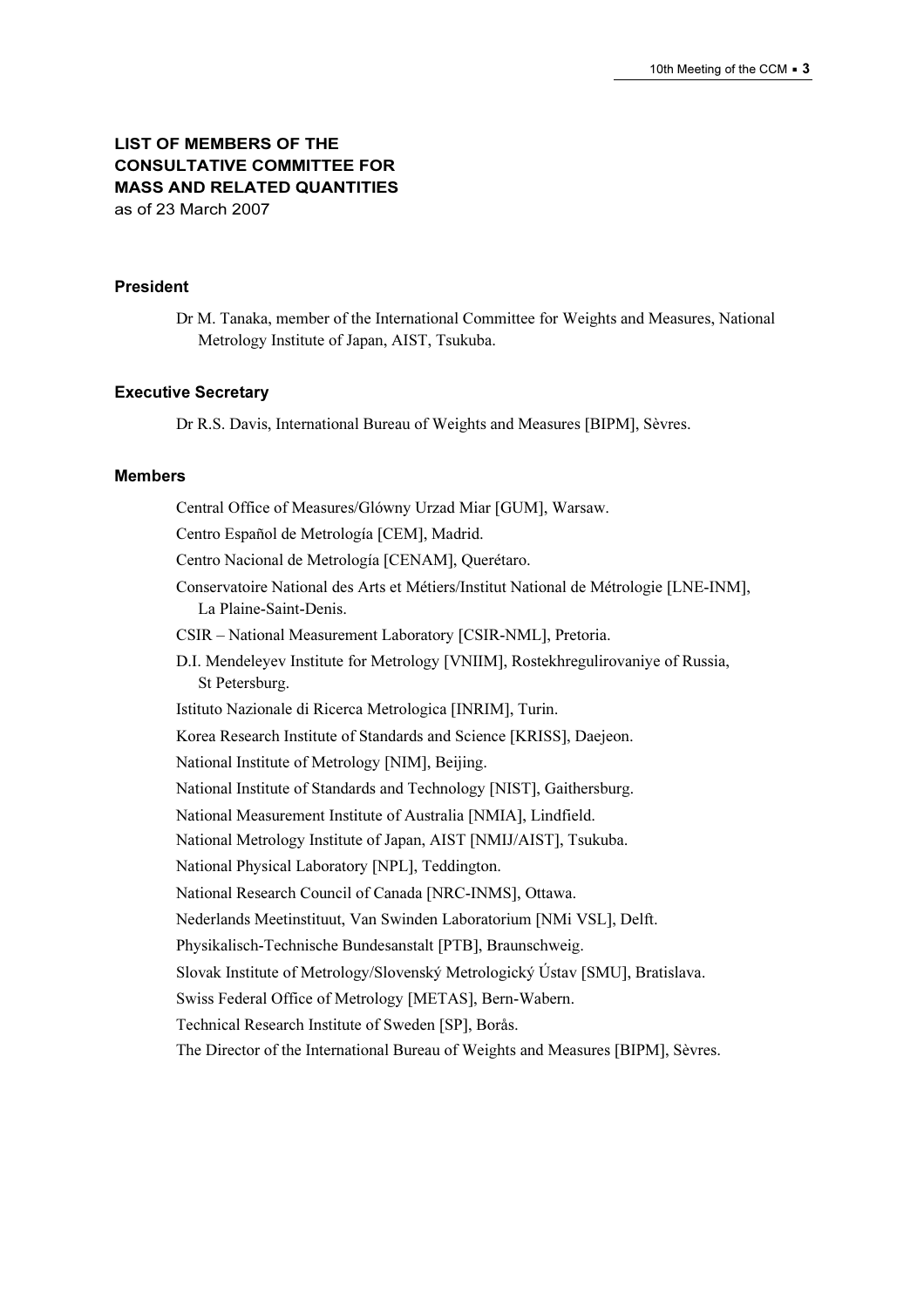# LIST OF MEMBERS OF THE CONSULTATIVE COMMITTEE FOR MASS AND RELATED QUANTITIES

as of 23 March 2007

## President

Dr M. Tanaka, member of the International Committee for Weights and Measures, National Metrology Institute of Japan, AIST, Tsukuba.

## Executive Secretary

Dr R.S. Davis, International Bureau of Weights and Measures [BIPM], Sèvres.

## Members

Central Office of Measures/Glówny Urzad Miar [GUM], Warsaw.

Centro Español de Metrología [CEM], Madrid.

Centro Nacional de Metrología [CENAM], Querétaro.

Conservatoire National des Arts et Métiers/Institut National de Métrologie [LNE-INM], La Plaine-Saint-Denis.

CSIR – National Measurement Laboratory [CSIR-NML], Pretoria.

D.I. Mendeleyev Institute for Metrology [VNIIM], Rostekhregulirovaniye of Russia, St Petersburg.

Istituto Nazionale di Ricerca Metrologica [INRIM], Turin.

Korea Research Institute of Standards and Science [KRISS], Daejeon.

National Institute of Metrology [NIM], Beijing.

National Institute of Standards and Technology [NIST], Gaithersburg.

National Measurement Institute of Australia [NMIA], Lindfield.

National Metrology Institute of Japan, AIST [NMIJ/AIST], Tsukuba.

National Physical Laboratory [NPL], Teddington.

National Research Council of Canada [NRC-INMS], Ottawa.

Nederlands Meetinstituut, Van Swinden Laboratorium [NMi VSL], Delft.

Physikalisch-Technische Bundesanstalt [PTB], Braunschweig.

Slovak Institute of Metrology/Slovenský Metrologický Ústav [SMU], Bratislava.

Swiss Federal Office of Metrology [METAS], Bern-Wabern.

Technical Research Institute of Sweden [SP], Borås.

The Director of the International Bureau of Weights and Measures [BIPM], Sèvres.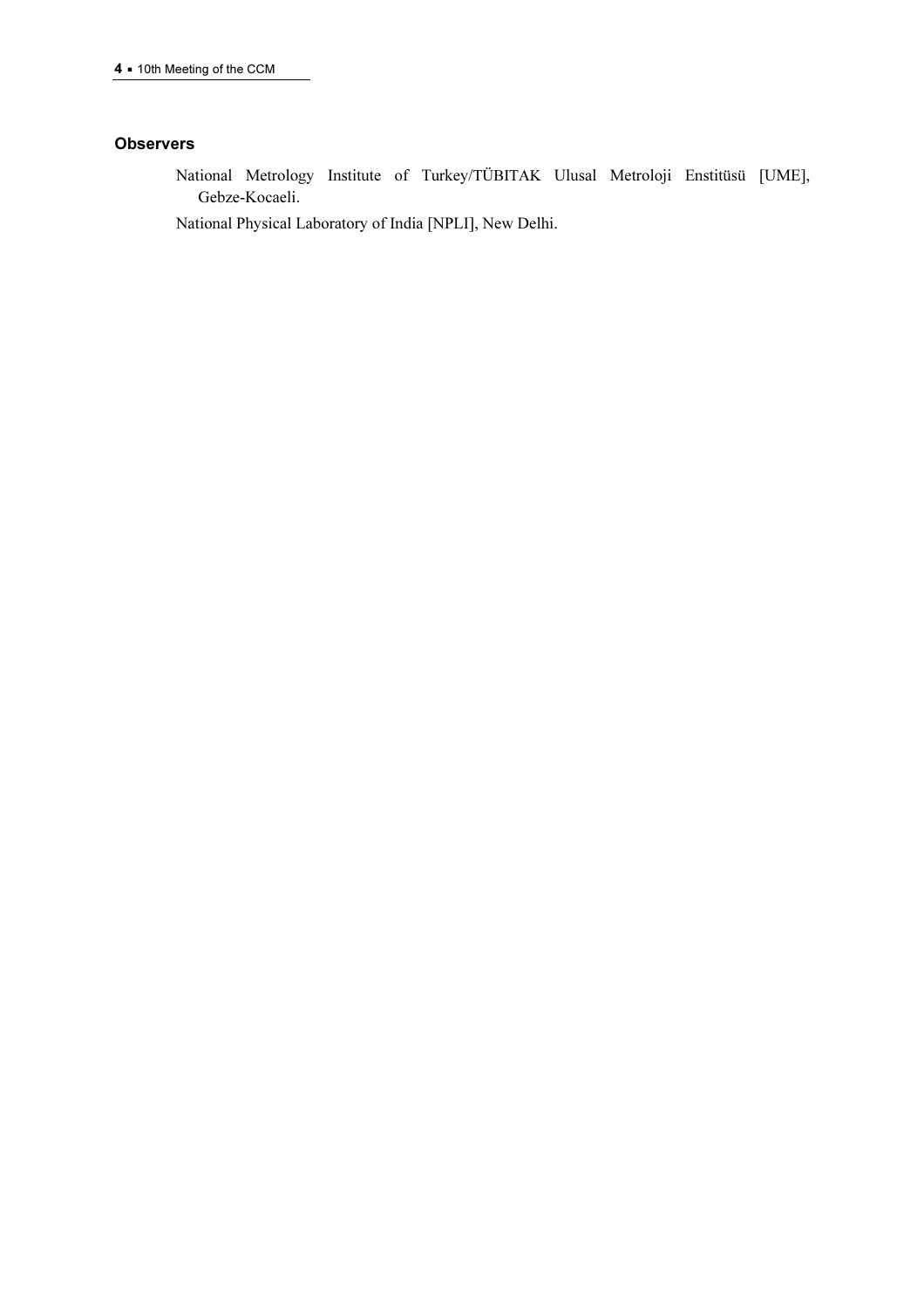### Observers

National Metrology Institute of Turkey/TÜBITAK Ulusal Metroloji Enstitüsü [UME], Gebze-Kocaeli.

National Physical Laboratory of India [NPLI], New Delhi.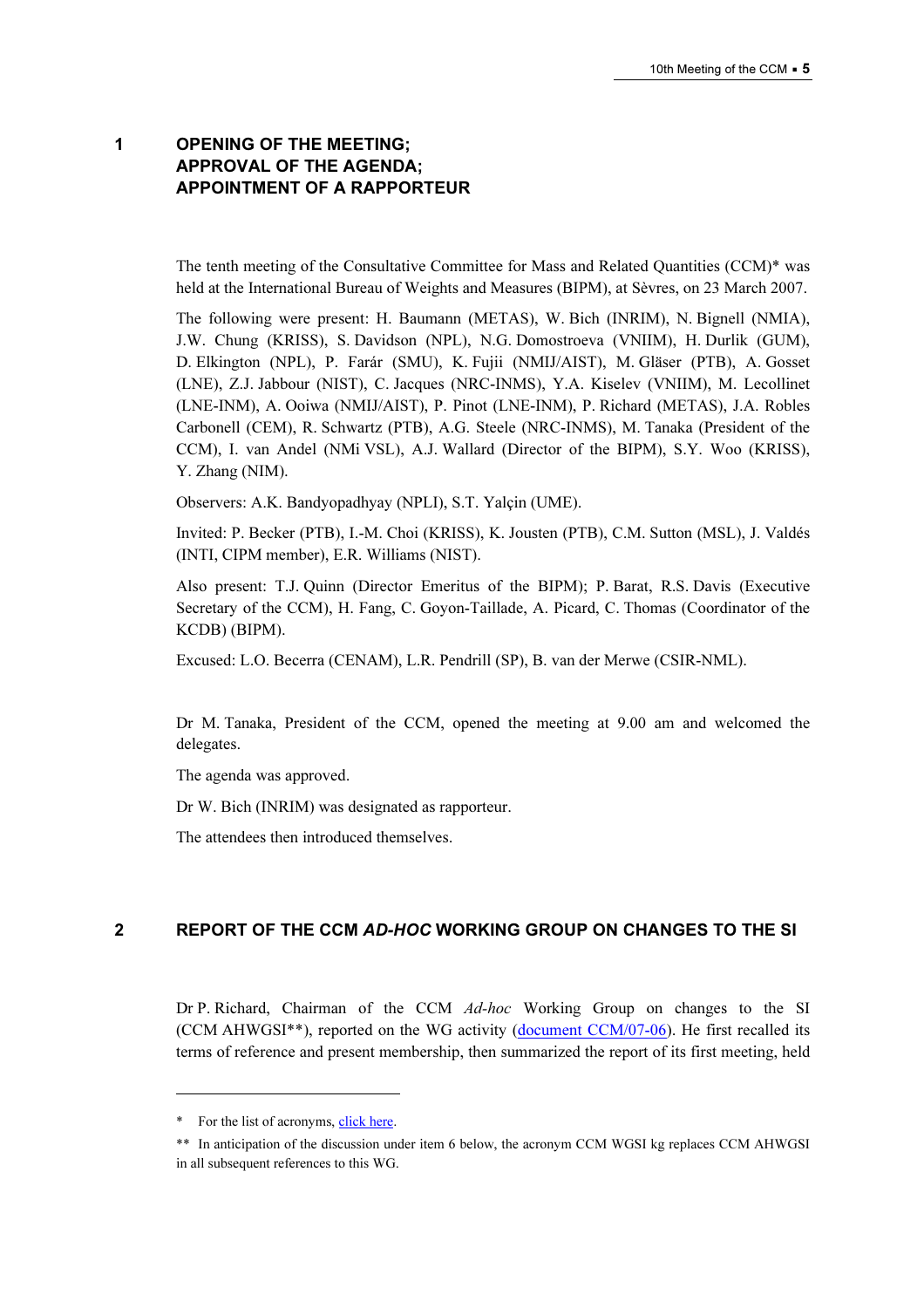## 1 OPENING OF THE MEETING; APPROVAL OF THE AGENDA; APPOINTMENT OF A RAPPORTEUR

The tenth meeting of the Consultative Committee for Mass and Related Quantities (CCM)* was held at the International Bureau of Weights and Measures (BIPM), at Sèvres, on 23 March 2007.

The following were present: H. Baumann (METAS), W. Bich (INRIM), N. Bignell (NMIA), J.W. Chung (KRISS), S. Davidson (NPL), N.G. Domostroeva (VNIIM), H. Durlik (GUM), D. Elkington (NPL), P. Farár (SMU), K. Fujii (NMIJ/AIST), M. Gläser (PTB), A. Gosset (LNE), Z.J. Jabbour (NIST), C. Jacques (NRC-INMS), Y.A. Kiselev (VNIIM), M. Lecollinet (LNE-INM), A. Ooiwa (NMIJ/AIST), P. Pinot (LNE-INM), P. Richard (METAS), J.A. Robles Carbonell (CEM), R. Schwartz (PTB), A.G. Steele (NRC-INMS), M. Tanaka (President of the CCM), I. van Andel (NMi VSL), A.J. Wallard (Director of the BIPM), S.Y. Woo (KRISS), Y. Zhang (NIM).

Observers: A.K. Bandyopadhyay (NPLI), S.T. Yalçin (UME).

Invited: P. Becker (PTB), I.-M. Choi (KRISS), K. Jousten (PTB), C.M. Sutton (MSL), J. Valdés (INTI, CIPM member), E.R. Williams (NIST).

Also present: T.J. Quinn (Director Emeritus of the BIPM); P. Barat, R.S. Davis (Executive Secretary of the CCM), H. Fang, C. Goyon-Taillade, A. Picard, C. Thomas (Coordinator of the KCDB) (BIPM).

Excused: L.O. Becerra (CENAM), L.R. Pendrill (SP), B. van der Merwe (CSIR-NML).

Dr M. Tanaka, President of the CCM, opened the meeting at 9.00 am and welcomed the delegates.

The agenda was approved.

Dr W. Bich (INRIM) was designated as rapporteur.

The attendees then introduced themselves.

## 2 REPORT OF THE CCM *AD-HOC* WORKING GROUP ON CHANGES TO THE SI

Dr P. Richard, Chairman of the CCM *Ad-hoc* Working Group on changes to the SI (CCM AHWGSI**), reported on the WG activity (document CCM/07-06). He first recalled its terms of reference and present membership, then summarized the report of its first meeting, held

---

\* For the list of acronyms, click here.

\** In anticipation of the discussion under item 6 below, the acronym CCM WGSI kg replaces CCM AHWGSI in all subsequent references to this WG.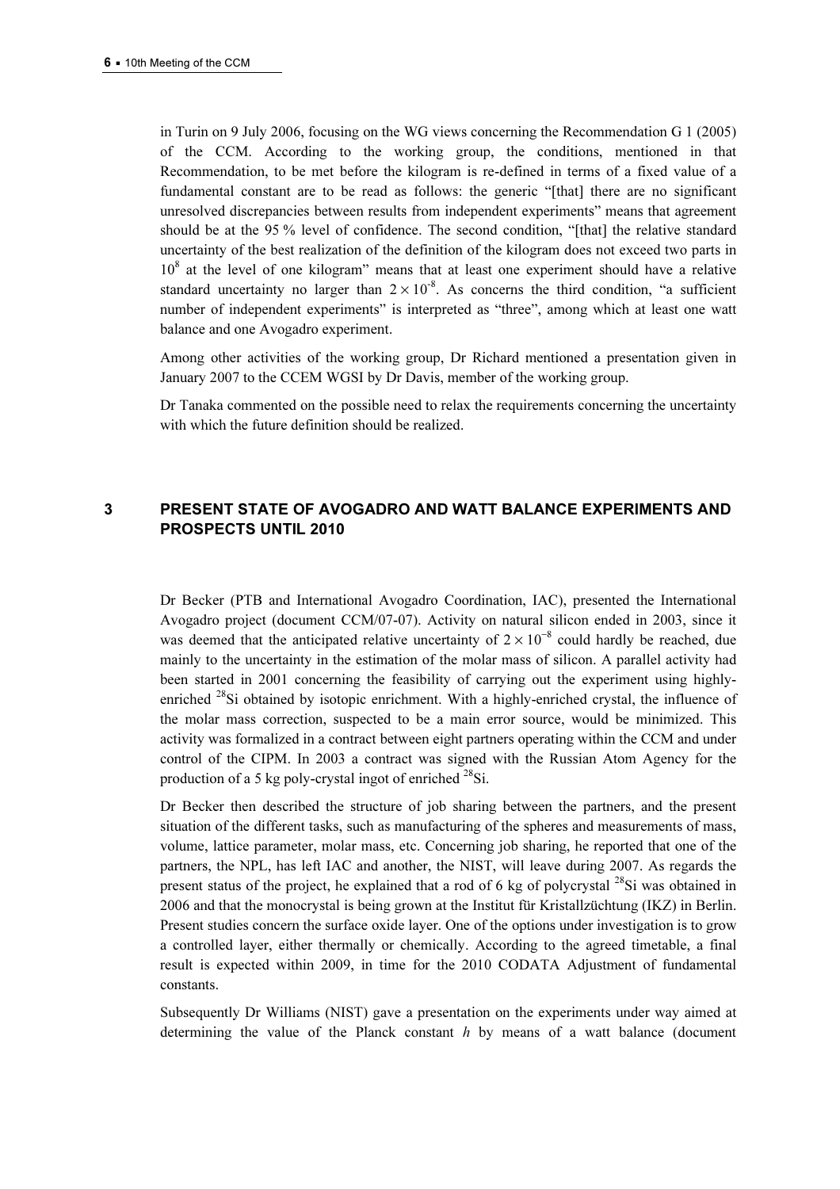in Turin on 9 July 2006, focusing on the WG views concerning the Recommendation G 1 (2005) of the CCM. According to the working group, the conditions, mentioned in that Recommendation, to be met before the kilogram is re-defined in terms of a fixed value of a fundamental constant are to be read as follows: the generic "[that] there are no significant unresolved discrepancies between results from independent experiments" means that agreement should be at the 95 % level of confidence. The second condition, "[that] the relative standard uncertainty of the best realization of the definition of the kilogram does not exceed two parts in $10^8$ at the level of one kilogram" means that at least one experiment should have a relative standard uncertainty no larger than $2 \times 10^{-8}$. As concerns the third condition, "a sufficient number of independent experiments" is interpreted as "three", among which at least one watt balance and one Avogadro experiment.

Among other activities of the working group, Dr Richard mentioned a presentation given in January 2007 to the CCEM WGSI by Dr Davis, member of the working group.

Dr Tanaka commented on the possible need to relax the requirements concerning the uncertainty with which the future definition should be realized.

## 3 PRESENT STATE OF AVOGADRO AND WATT BALANCE EXPERIMENTS AND PROSPECTS UNTIL 2010

Dr Becker (PTB and International Avogadro Coordination, IAC), presented the International Avogadro project (document CCM/07-07). Activity on natural silicon ended in 2003, since it was deemed that the anticipated relative uncertainty of $2 \times 10^{-8}$ could hardly be reached, due mainly to the uncertainty in the estimation of the molar mass of silicon. A parallel activity had been started in 2001 concerning the feasibility of carrying out the experiment using highly-enriched $^{28}Si$ obtained by isotopic enrichment. With a highly-enriched crystal, the influence of the molar mass correction, suspected to be a main error source, would be minimized. This activity was formalized in a contract between eight partners operating within the CCM and under control of the CIPM. In 2003 a contract was signed with the Russian Atom Agency for the production of a 5 kg poly-crystal ingot of enriched $^{28}Si$.

Dr Becker then described the structure of job sharing between the partners, and the present situation of the different tasks, such as manufacturing of the spheres and measurements of mass, volume, lattice parameter, molar mass, etc. Concerning job sharing, he reported that one of the partners, the NPL, has left IAC and another, the NIST, will leave during 2007. As regards the present status of the project, he explained that a rod of 6 kg of polycrystal $^{28}Si$ was obtained in 2006 and that the monocrystal is being grown at the Institut für Kristallzüchtung (IKZ) in Berlin. Present studies concern the surface oxide layer. One of the options under investigation is to grow a controlled layer, either thermally or chemically. According to the agreed timetable, a final result is expected within 2009, in time for the 2010 CODATA Adjustment of fundamental constants.

Subsequently Dr Williams (NIST) gave a presentation on the experiments under way aimed at determining the value of the Planck constant $h$ by means of a watt balance (document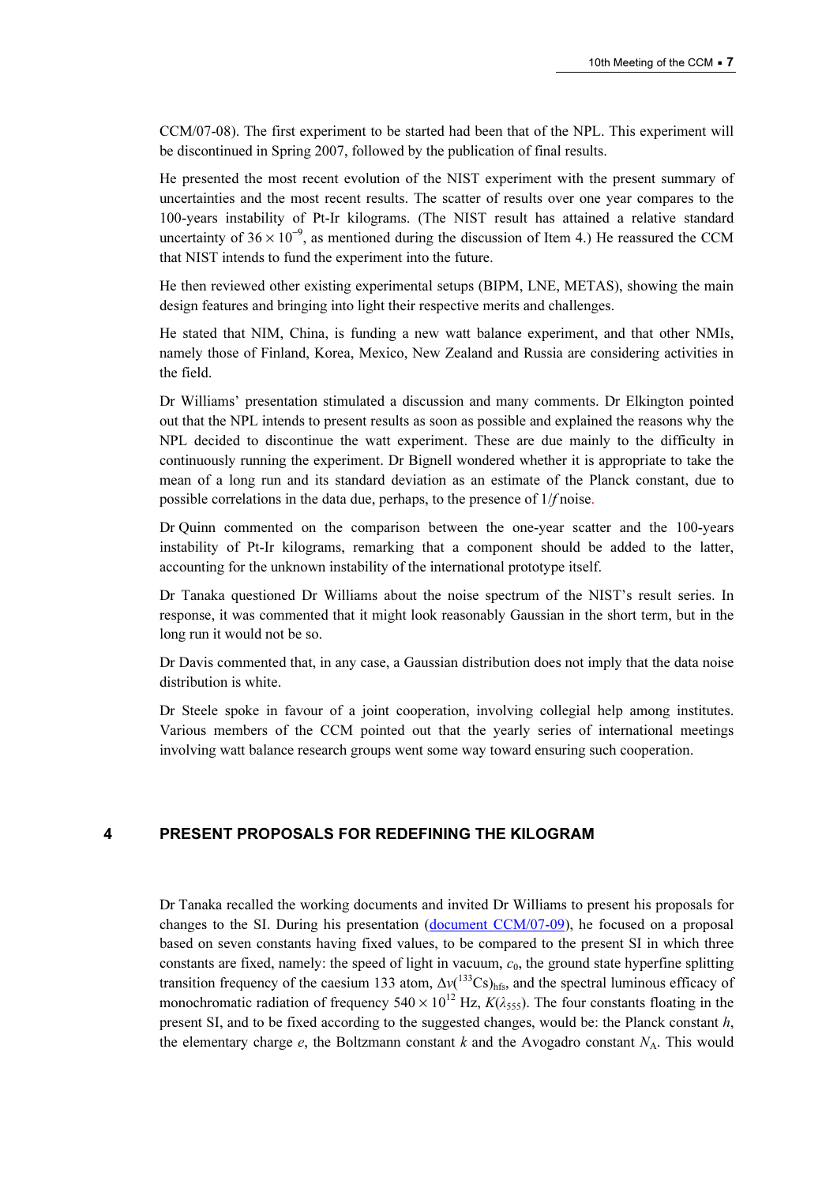CCM/07-08). The first experiment to be started had been that of the NPL. This experiment will be discontinued in Spring 2007, followed by the publication of final results.

He presented the most recent evolution of the NIST experiment with the present summary of uncertainties and the most recent results. The scatter of results over one year compares to the 100-years instability of Pt-Ir kilograms. (The NIST result has attained a relative standard uncertainty of $36 \times 10^{-9}$, as mentioned during the discussion of Item 4.) He reassured the CCM that NIST intends to fund the experiment into the future.

He then reviewed other existing experimental setups (BIPM, LNE, METAS), showing the main design features and bringing into light their respective merits and challenges.

He stated that NIM, China, is funding a new watt balance experiment, and that other NMIs, namely those of Finland, Korea, Mexico, New Zealand and Russia are considering activities in the field.

Dr Williams' presentation stimulated a discussion and many comments. Dr Elkington pointed out that the NPL intends to present results as soon as possible and explained the reasons why the NPL decided to discontinue the watt experiment. These are due mainly to the difficulty in continuously running the experiment. Dr Bignell wondered whether it is appropriate to take the mean of a long run and its standard deviation as an estimate of the Planck constant, due to possible correlations in the data due, perhaps, to the presence of $1/f$ noise.

Dr Quinn commented on the comparison between the one-year scatter and the 100-years instability of Pt-Ir kilograms, remarking that a component should be added to the latter, accounting for the unknown instability of the international prototype itself.

Dr Tanaka questioned Dr Williams about the noise spectrum of the NIST's result series. In response, it was commented that it might look reasonably Gaussian in the short term, but in the long run it would not be so.

Dr Davis commented that, in any case, a Gaussian distribution does not imply that the data noise distribution is white.

Dr Steele spoke in favour of a joint cooperation, involving collegial help among institutes. Various members of the CCM pointed out that the yearly series of international meetings involving watt balance research groups went some way toward ensuring such cooperation.

## 4 PRESENT PROPOSALS FOR REDEFINING THE KILOGRAM

Dr Tanaka recalled the working documents and invited Dr Williams to present his proposals for changes to the SI. During his presentation (document CCM/07-09), he focused on a proposal based on seven constants having fixed values, to be compared to the present SI in which three constants are fixed, namely: the speed of light in vacuum, $c_0$, the ground state hyperfine splitting transition frequency of the caesium 133 atom, $\Delta\nu(^{133}\text{Cs})_{\text{hfs}}$, and the spectral luminous efficacy of monochromatic radiation of frequency $540 \times 10^{12}$ Hz, $K(\lambda_{555})$. The four constants floating in the present SI, and to be fixed according to the suggested changes, would be: the Planck constant $h$, the elementary charge $e$, the Boltzmann constant $k$ and the Avogadro constant $N_A$. This would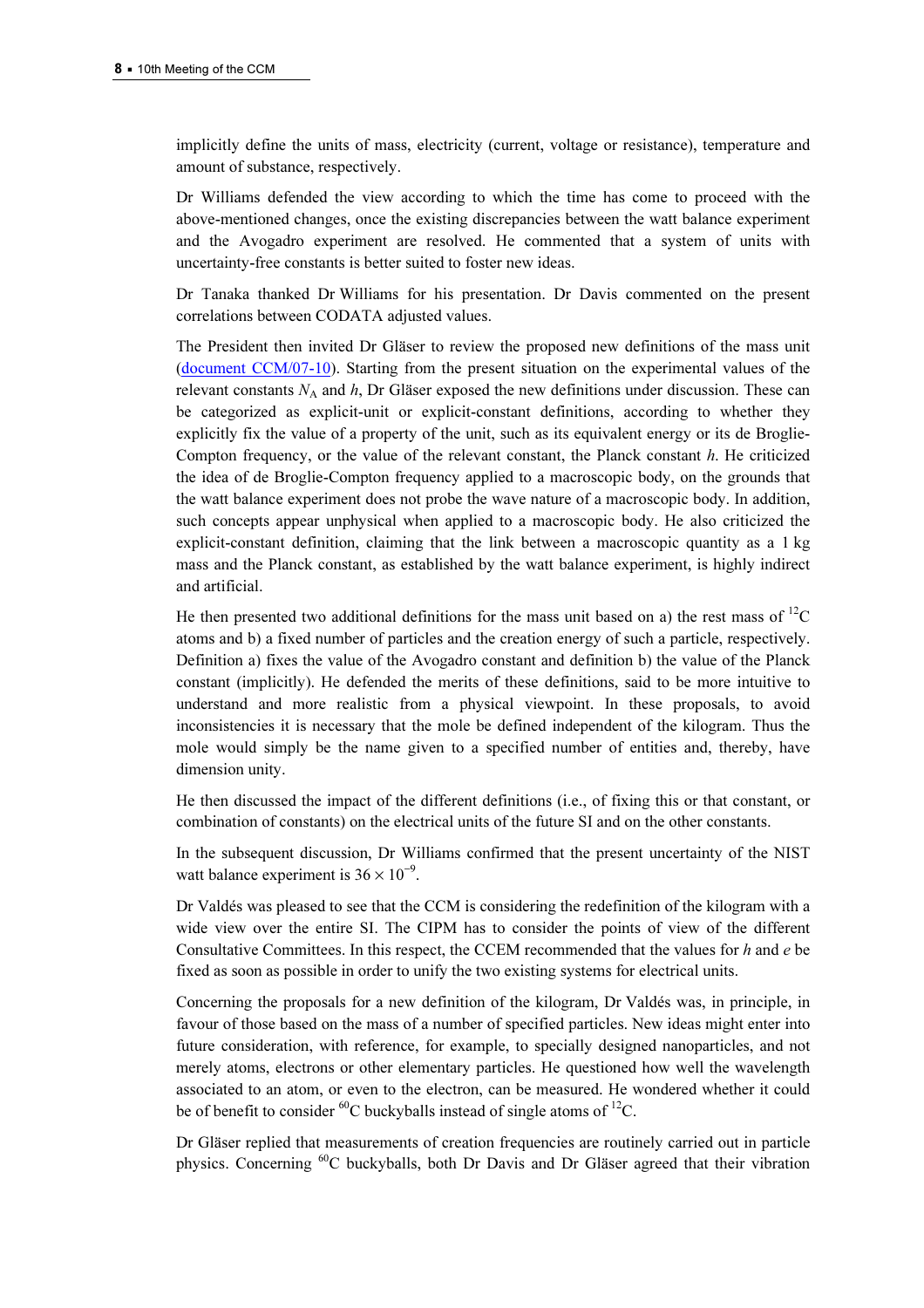implicitly define the units of mass, electricity (current, voltage or resistance), temperature and amount of substance, respectively.

Dr Williams defended the view according to which the time has come to proceed with the above-mentioned changes, once the existing discrepancies between the watt balance experiment and the Avogadro experiment are resolved. He commented that a system of units with uncertainty-free constants is better suited to foster new ideas.

Dr Tanaka thanked Dr Williams for his presentation. Dr Davis commented on the present correlations between CODATA adjusted values.

The President then invited Dr Gläser to review the proposed new definitions of the mass unit (document CCM/07-10). Starting from the present situation on the experimental values of the relevant constants $N_A$ and $h$, Dr Gläser exposed the new definitions under discussion. These can be categorized as explicit-unit or explicit-constant definitions, according to whether they explicitly fix the value of a property of the unit, such as its equivalent energy or its de Broglie-Compton frequency, or the value of the relevant constant, the Planck constant $h$. He criticized the idea of de Broglie-Compton frequency applied to a macroscopic body, on the grounds that the watt balance experiment does not probe the wave nature of a macroscopic body. In addition, such concepts appear unphysical when applied to a macroscopic body. He also criticized the explicit-constant definition, claiming that the link between a macroscopic quantity as a 1 kg mass and the Planck constant, as established by the watt balance experiment, is highly indirect and artificial.

He then presented two additional definitions for the mass unit based on a) the rest mass of $^{12}C$ atoms and b) a fixed number of particles and the creation energy of such a particle, respectively. Definition a) fixes the value of the Avogadro constant and definition b) the value of the Planck constant (implicitly). He defended the merits of these definitions, said to be more intuitive to understand and more realistic from a physical viewpoint. In these proposals, to avoid inconsistencies it is necessary that the mole be defined independent of the kilogram. Thus the mole would simply be the name given to a specified number of entities and, thereby, have dimension unity.

He then discussed the impact of the different definitions (i.e., of fixing this or that constant, or combination of constants) on the electrical units of the future SI and on the other constants.

In the subsequent discussion, Dr Williams confirmed that the present uncertainty of the NIST watt balance experiment is $36 \times 10^{-9}$.

Dr Valdés was pleased to see that the CCM is considering the redefinition of the kilogram with a wide view over the entire SI. The CIPM has to consider the points of view of the different Consultative Committees. In this respect, the CCEM recommended that the values for $h$ and $e$ be fixed as soon as possible in order to unify the two existing systems for electrical units.

Concerning the proposals for a new definition of the kilogram, Dr Valdés was, in principle, in favour of those based on the mass of a number of specified particles. New ideas might enter into future consideration, with reference, for example, to specially designed nanoparticles, and not merely atoms, electrons or other elementary particles. He questioned how well the wavelength associated to an atom, or even to the electron, can be measured. He wondered whether it could be of benefit to consider $^{60}C$ buckyballs instead of single atoms of $^{12}C$.

Dr Gläser replied that measurements of creation frequencies are routinely carried out in particle physics. Concerning $^{60}C$ buckyballs, both Dr Davis and Dr Gläser agreed that their vibration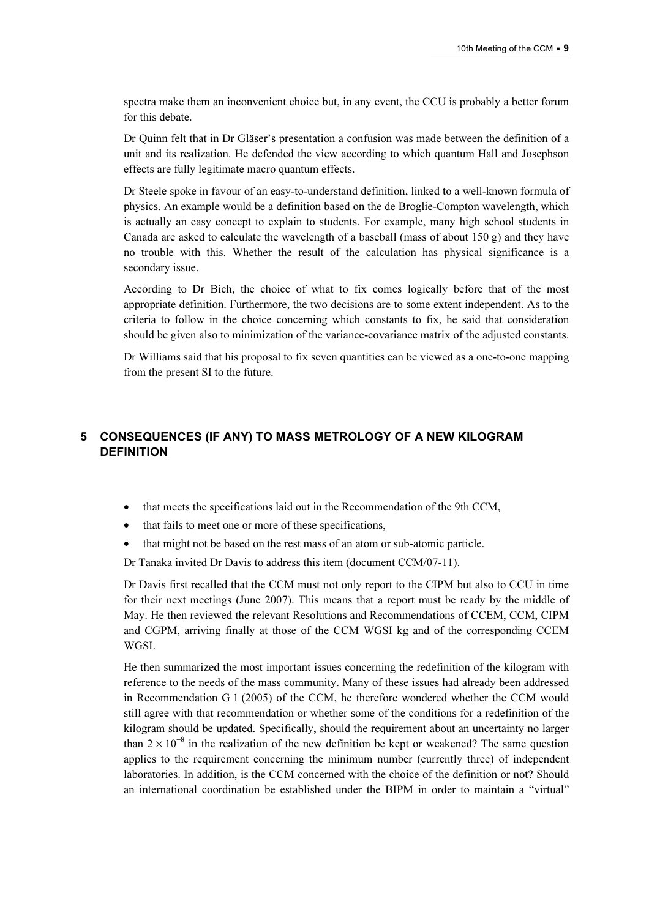spectra make them an inconvenient choice but, in any event, the CCU is probably a better forum for this debate.

Dr Quinn felt that in Dr Gläser's presentation a confusion was made between the definition of a unit and its realization. He defended the view according to which quantum Hall and Josephson effects are fully legitimate macro quantum effects.

Dr Steele spoke in favour of an easy-to-understand definition, linked to a well-known formula of physics. An example would be a definition based on the de Broglie-Compton wavelength, which is actually an easy concept to explain to students. For example, many high school students in Canada are asked to calculate the wavelength of a baseball (mass of about 150 g) and they have no trouble with this. Whether the result of the calculation has physical significance is a secondary issue.

According to Dr Bich, the choice of what to fix comes logically before that of the most appropriate definition. Furthermore, the two decisions are to some extent independent. As to the criteria to follow in the choice concerning which constants to fix, he said that consideration should be given also to minimization of the variance-covariance matrix of the adjusted constants.

Dr Williams said that his proposal to fix seven quantities can be viewed as a one-to-one mapping from the present SI to the future.

## 5 CONSEQUENCES (IF ANY) TO MASS METROLOGY OF A NEW KILOGRAM DEFINITION

- that meets the specifications laid out in the Recommendation of the 9th CCM,
- that fails to meet one or more of these specifications,
- that might not be based on the rest mass of an atom or sub-atomic particle.

Dr Tanaka invited Dr Davis to address this item (document CCM/07-11).

Dr Davis first recalled that the CCM must not only report to the CIPM but also to CCU in time for their next meetings (June 2007). This means that a report must be ready by the middle of May. He then reviewed the relevant Resolutions and Recommendations of CCEM, CCM, CIPM and CGPM, arriving finally at those of the CCM WGSI kg and of the corresponding CCEM WGSI.

He then summarized the most important issues concerning the redefinition of the kilogram with reference to the needs of the mass community. Many of these issues had already been addressed in Recommendation G 1 (2005) of the CCM, he therefore wondered whether the CCM would still agree with that recommendation or whether some of the conditions for a redefinition of the kilogram should be updated. Specifically, should the requirement about an uncertainty no larger than $2 \times 10^{-8}$ in the realization of the new definition be kept or weakened? The same question applies to the requirement concerning the minimum number (currently three) of independent laboratories. In addition, is the CCM concerned with the choice of the definition or not? Should an international coordination be established under the BIPM in order to maintain a "virtual"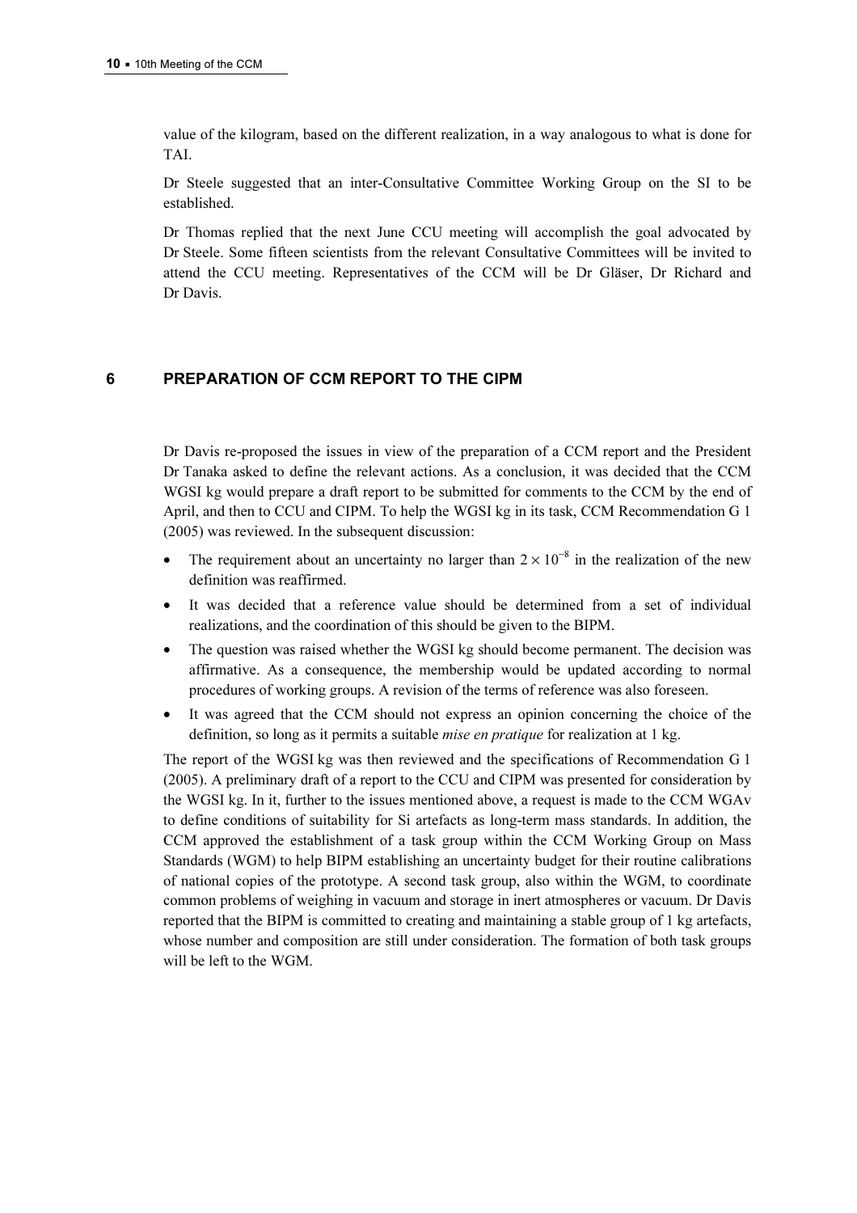value of the kilogram, based on the different realization, in a way analogous to what is done for TAI.

Dr Steele suggested that an inter-Consultative Committee Working Group on the SI to be established.

Dr Thomas replied that the next June CCU meeting will accomplish the goal advocated by Dr Steele. Some fifteen scientists from the relevant Consultative Committees will be invited to attend the CCU meeting. Representatives of the CCM will be Dr Gläser, Dr Richard and Dr Davis.

## 6 PREPARATION OF CCM REPORT TO THE CIPM

Dr Davis re-proposed the issues in view of the preparation of a CCM report and the President Dr Tanaka asked to define the relevant actions. As a conclusion, it was decided that the CCM WGSI kg would prepare a draft report to be submitted for comments to the CCM by the end of April, and then to CCU and CIPM. To help the WGSI kg in its task, CCM Recommendation G 1 (2005) was reviewed. In the subsequent discussion:

- The requirement about an uncertainty no larger than $2 \times 10^{-8}$ in the realization of the new definition was reaffirmed.
- It was decided that a reference value should be determined from a set of individual realizations, and the coordination of this should be given to the BIPM.
- The question was raised whether the WGSI kg should become permanent. The decision was affirmative. As a consequence, the membership would be updated according to normal procedures of working groups. A revision of the terms of reference was also foreseen.
- It was agreed that the CCM should not express an opinion concerning the choice of the definition, so long as it permits a suitable *mise en pratique* for realization at 1 kg.

The report of the WGSI kg was then reviewed and the specifications of Recommendation G 1 (2005). A preliminary draft of a report to the CCU and CIPM was presented for consideration by the WGSI kg. In it, further to the issues mentioned above, a request is made to the CCM WGAv to define conditions of suitability for Si artefacts as long-term mass standards. In addition, the CCM approved the establishment of a task group within the CCM Working Group on Mass Standards (WGM) to help BIPM establishing an uncertainty budget for their routine calibrations of national copies of the prototype. A second task group, also within the WGM, to coordinate common problems of weighing in vacuum and storage in inert atmospheres or vacuum. Dr Davis reported that the BIPM is committed to creating and maintaining a stable group of 1 kg artefacts, whose number and composition are still under consideration. The formation of both task groups will be left to the WGM.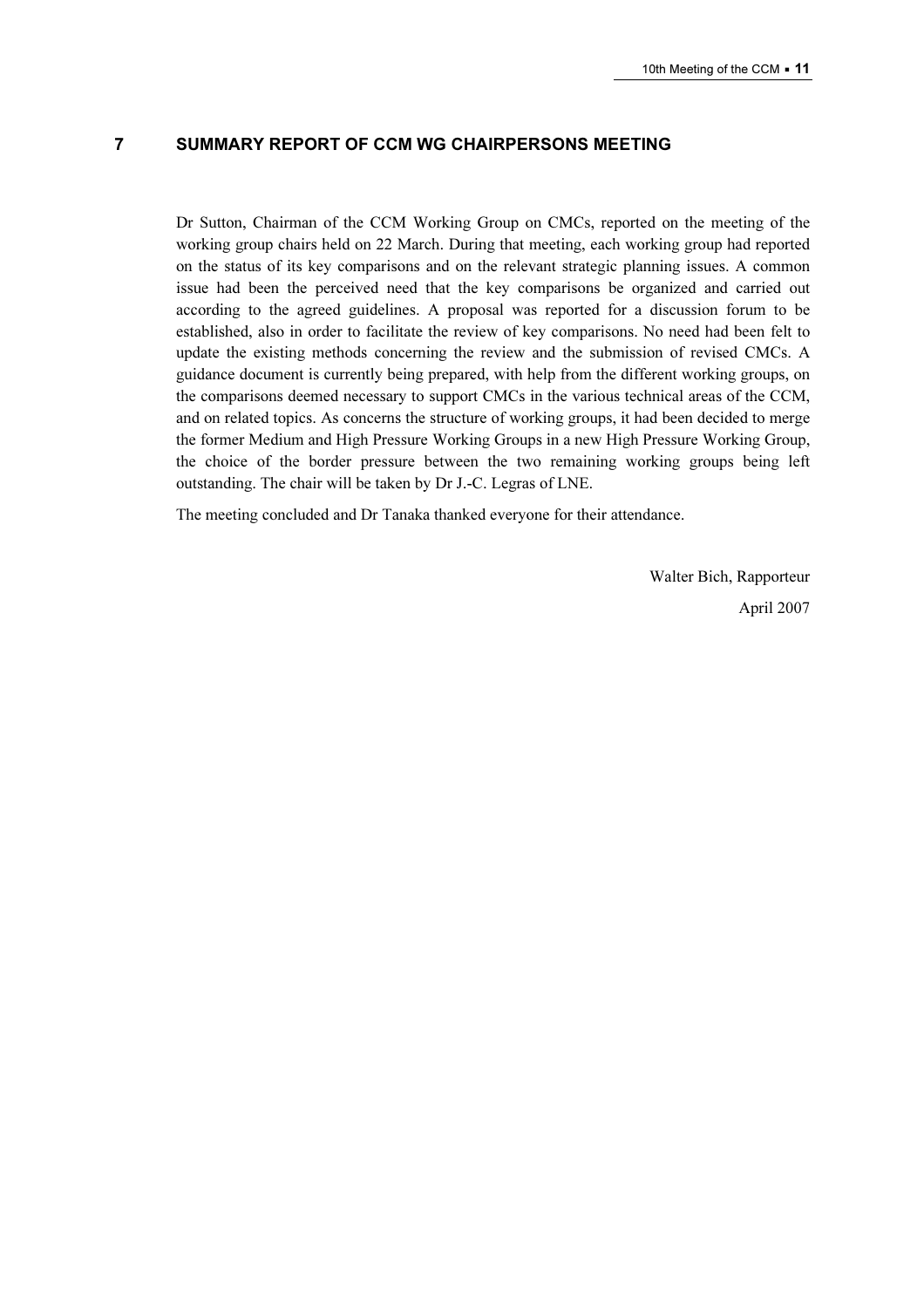## 7 SUMMARY REPORT OF CCM WG CHAIRPERSONS MEETING

Dr Sutton, Chairman of the CCM Working Group on CMCs, reported on the meeting of the working group chairs held on 22 March. During that meeting, each working group had reported on the status of its key comparisons and on the relevant strategic planning issues. A common issue had been the perceived need that the key comparisons be organized and carried out according to the agreed guidelines. A proposal was reported for a discussion forum to be established, also in order to facilitate the review of key comparisons. No need had been felt to update the existing methods concerning the review and the submission of revised CMCs. A guidance document is currently being prepared, with help from the different working groups, on the comparisons deemed necessary to support CMCs in the various technical areas of the CCM, and on related topics. As concerns the structure of working groups, it had been decided to merge the former Medium and High Pressure Working Groups in a new High Pressure Working Group, the choice of the border pressure between the two remaining working groups being left outstanding. The chair will be taken by Dr J.-C. Legras of LNE.

The meeting concluded and Dr Tanaka thanked everyone for their attendance.

Walter Bich, Rapporteur

April 2007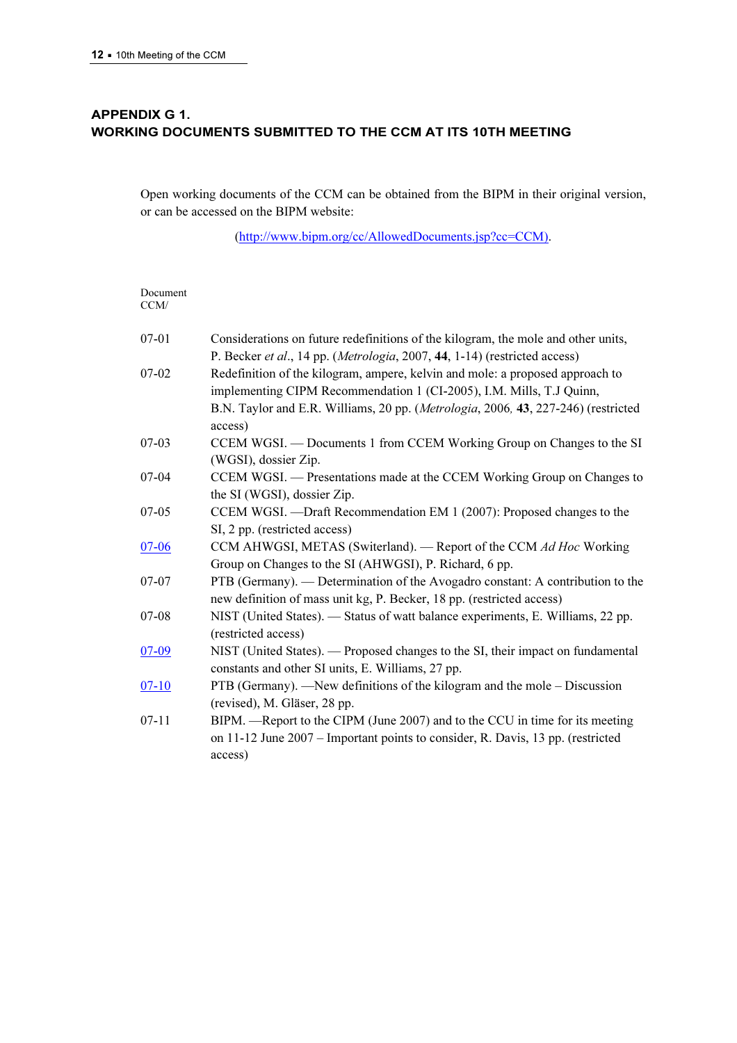# APPENDIX G 1.
# WORKING DOCUMENTS SUBMITTED TO THE CCM AT ITS 10TH MEETING

Open working documents of the CCM can be obtained from the BIPM in their original version, or can be accessed on the BIPM website:

(http://www.bipm.org/cc/AllowedDocuments.jsp?cc=CCM).

| Document CCM/ | |
|---|---|
| 07-01 | Considerations on future redefinitions of the kilogram, the mole and other units, P. Becker *et al*., 14 pp. (*Metrologia*, 2007, **44**, 1-14) (restricted access) |
| 07-02 | Redefinition of the kilogram, ampere, kelvin and mole: a proposed approach to implementing CIPM Recommendation 1 (CI-2005), I.M. Mills, T.J Quinn, B.N. Taylor and E.R. Williams, 20 pp. (*Metrologia*, 2006*,* **43**, 227-246) (restricted access) |
| 07-03 | CCEM WGSI. — Documents 1 from CCEM Working Group on Changes to the SI (WGSI), dossier Zip. |
| 07-04 | CCEM WGSI. — Presentations made at the CCEM Working Group on Changes to the SI (WGSI), dossier Zip. |
| 07-05 | CCEM WGSI. —Draft Recommendation EM 1 (2007): Proposed changes to the SI, 2 pp. (restricted access) |
| 07-06 | CCM AHWGSI, METAS (Switerland). — Report of the CCM *Ad Hoc* Working Group on Changes to the SI (AHWGSI), P. Richard, 6 pp. |
| 07-07 | PTB (Germany). — Determination of the Avogadro constant: A contribution to the new definition of mass unit kg, P. Becker, 18 pp. (restricted access) |
| 07-08 | NIST (United States). — Status of watt balance experiments, E. Williams, 22 pp. (restricted access) |
| 07-09 | NIST (United States). — Proposed changes to the SI, their impact on fundamental constants and other SI units, E. Williams, 27 pp. |
| 07-10 | PTB (Germany). —New definitions of the kilogram and the mole – Discussion (revised), M. Gläser, 28 pp. |
| 07-11 | BIPM. —Report to the CIPM (June 2007) and to the CCU in time for its meeting on 11-12 June 2007 – Important points to consider, R. Davis, 13 pp. (restricted access) |